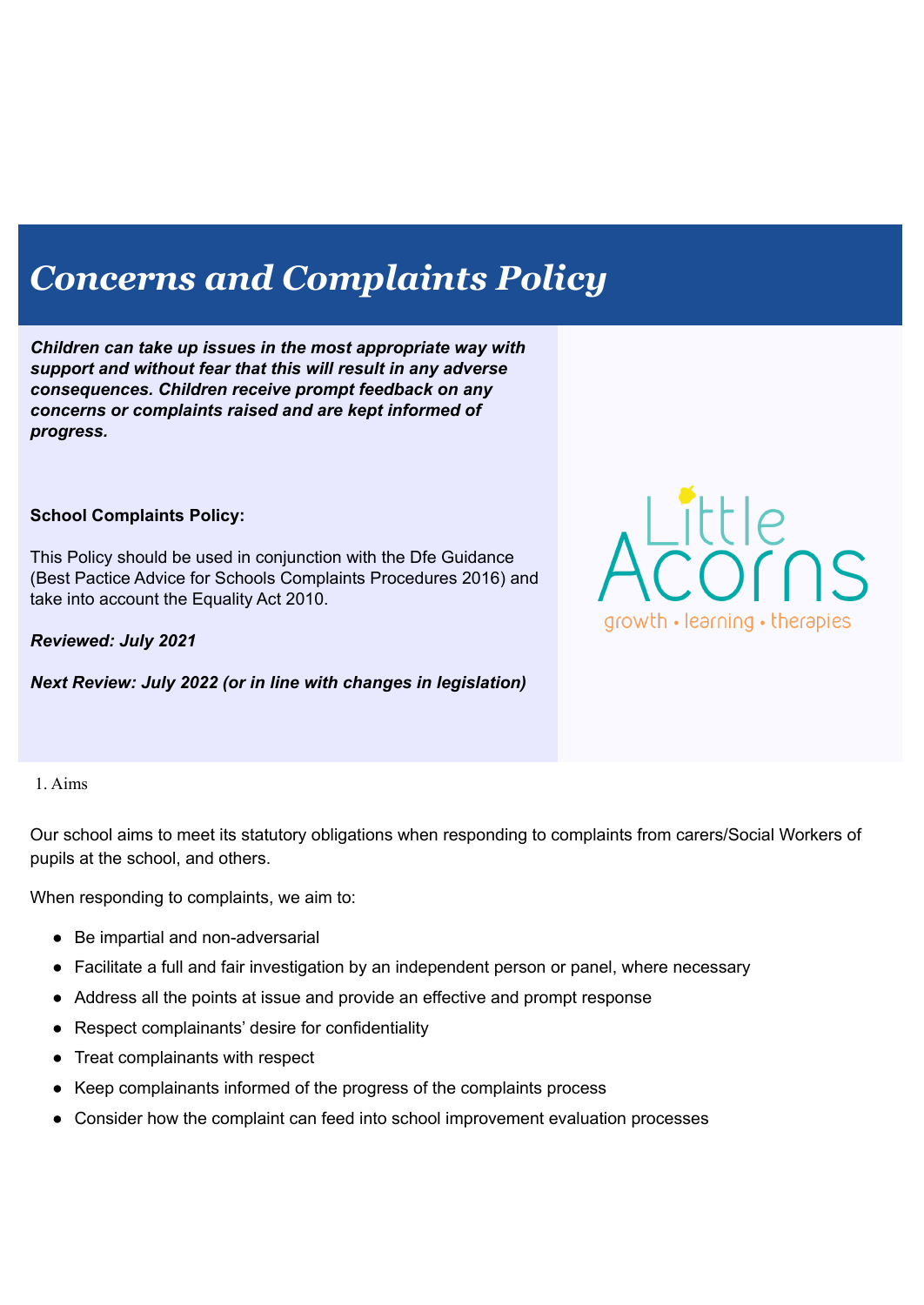# Concerns and Complaints Policy

***Children can take up issues in the most appropriate way with support and without fear that this will result in any adverse consequences. Children receive prompt feedback on any concerns or complaints raised and are kept informed of progress.***

**School Complaints Policy:**

This Policy should be used in conjunction with the Dfe Guidance (Best Pactice Advice for Schools Complaints Procedures 2016) and take into account the Equality Act 2010.

***Reviewed: July 2021***

***Next Review: July 2022 (or in line with changes in legislation)***

Little Acorns
growth • learning • therapies

1. Aims

Our school aims to meet its statutory obligations when responding to complaints from carers/Social Workers of pupils at the school, and others.

When responding to complaints, we aim to:

- Be impartial and non-adversarial
- Facilitate a full and fair investigation by an independent person or panel, where necessary
- Address all the points at issue and provide an effective and prompt response
- Respect complainants' desire for confidentiality
- Treat complainants with respect
- Keep complainants informed of the progress of the complaints process
- Consider how the complaint can feed into school improvement evaluation processes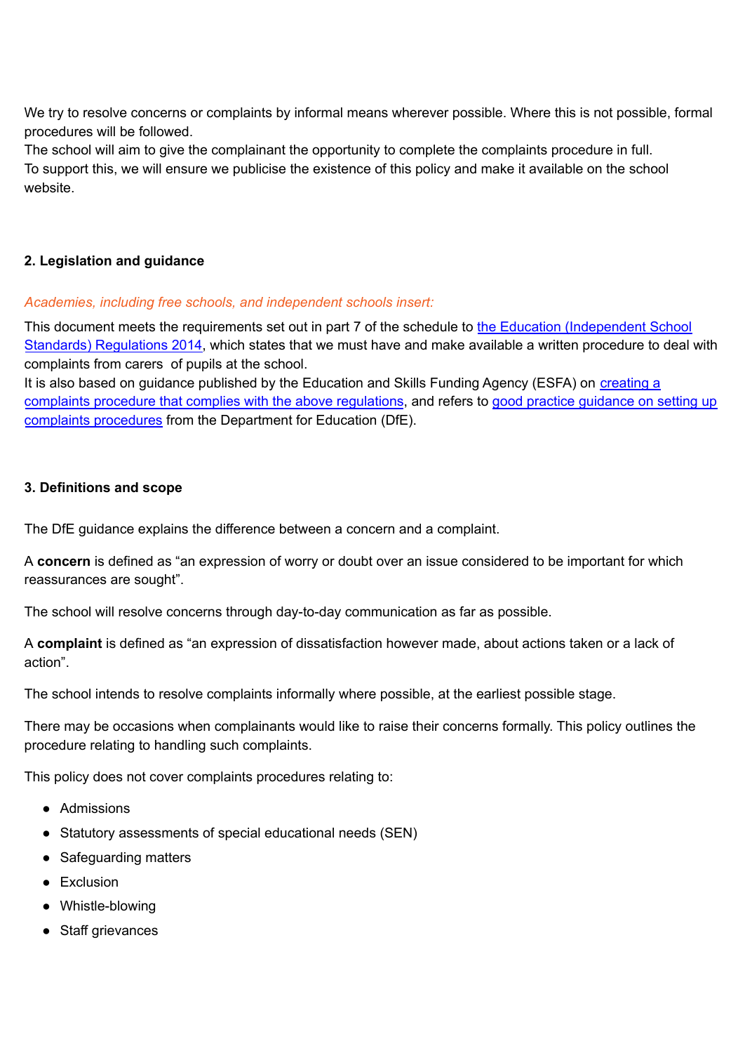We try to resolve concerns or complaints by informal means wherever possible. Where this is not possible, formal procedures will be followed.
The school will aim to give the complainant the opportunity to complete the complaints procedure in full.
To support this, we will ensure we publicise the existence of this policy and make it available on the school website.

## 2. Legislation and guidance

*Academies, including free schools, and independent schools insert:*

This document meets the requirements set out in part 7 of the schedule to the Education (Independent School Standards) Regulations 2014, which states that we must have and make available a written procedure to deal with complaints from carers  of pupils at the school.
It is also based on guidance published by the Education and Skills Funding Agency (ESFA) on creating a complaints procedure that complies with the above regulations, and refers to good practice guidance on setting up complaints procedures from the Department for Education (DfE).

## 3. Definitions and scope

The DfE guidance explains the difference between a concern and a complaint.

A **concern** is defined as "an expression of worry or doubt over an issue considered to be important for which reassurances are sought".

The school will resolve concerns through day-to-day communication as far as possible.

A **complaint** is defined as "an expression of dissatisfaction however made, about actions taken or a lack of action".

The school intends to resolve complaints informally where possible, at the earliest possible stage.

There may be occasions when complainants would like to raise their concerns formally. This policy outlines the procedure relating to handling such complaints.

This policy does not cover complaints procedures relating to:

- Admissions
- Statutory assessments of special educational needs (SEN)
- Safeguarding matters
- Exclusion
- Whistle-blowing
- Staff grievances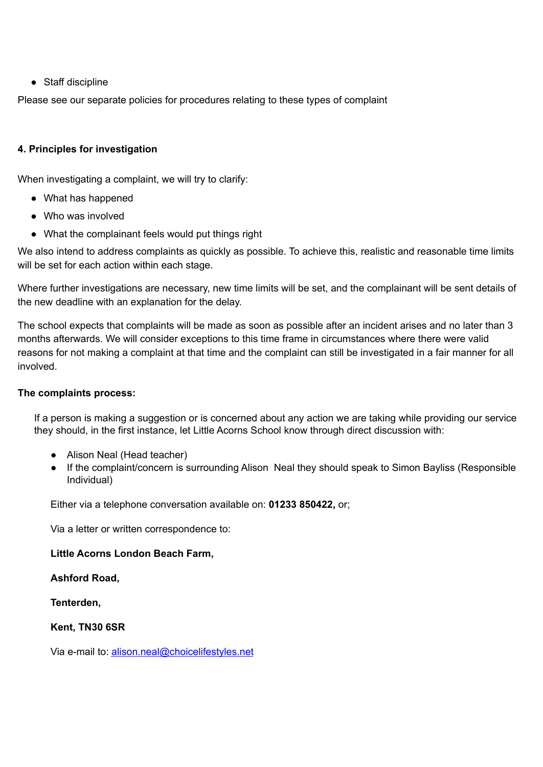- Staff discipline

Please see our separate policies for procedures relating to these types of complaint

**4. Principles for investigation**

When investigating a complaint, we will try to clarify:

- What has happened
- Who was involved
- What the complainant feels would put things right

We also intend to address complaints as quickly as possible. To achieve this, realistic and reasonable time limits will be set for each action within each stage.

Where further investigations are necessary, new time limits will be set, and the complainant will be sent details of the new deadline with an explanation for the delay.

The school expects that complaints will be made as soon as possible after an incident arises and no later than 3 months afterwards. We will consider exceptions to this time frame in circumstances where there were valid reasons for not making a complaint at that time and the complaint can still be investigated in a fair manner for all involved.

**The complaints process:**

If a person is making a suggestion or is concerned about any action we are taking while providing our service they should, in the first instance, let Little Acorns School know through direct discussion with:

- Alison Neal (Head teacher)
- If the complaint/concern is surrounding Alison Neal they should speak to Simon Bayliss (Responsible Individual)

Either via a telephone conversation available on: **01233 850422,** or;

Via a letter or written correspondence to:

**Little Acorns London Beach Farm,**

**Ashford Road,**

**Tenterden,**

**Kent, TN30 6SR**

Via e-mail to: alison.neal@choicelifestyles.net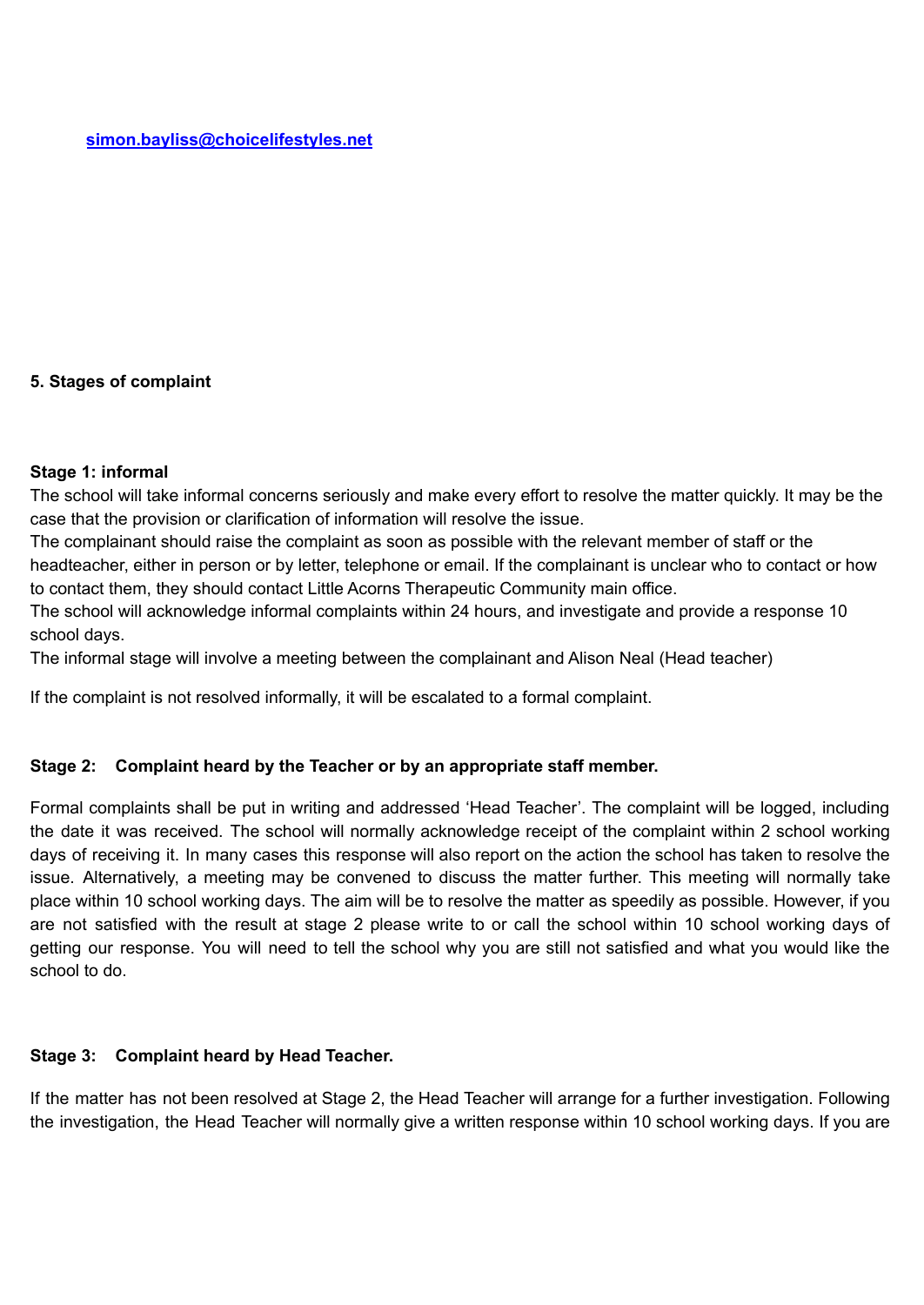[simon.bayliss@choicelifestyles.net](mailto:simon.bayliss@choicelifestyles.net)

## 5. Stages of complaint

### Stage 1: informal

The school will take informal concerns seriously and make every effort to resolve the matter quickly. It may be the case that the provision or clarification of information will resolve the issue.

The complainant should raise the complaint as soon as possible with the relevant member of staff or the headteacher, either in person or by letter, telephone or email. If the complainant is unclear who to contact or how to contact them, they should contact Little Acorns Therapeutic Community main office.

The school will acknowledge informal complaints within 24 hours, and investigate and provide a response 10 school days.

The informal stage will involve a meeting between the complainant and Alison Neal (Head teacher)

If the complaint is not resolved informally, it will be escalated to a formal complaint.

### Stage 2: Complaint heard by the Teacher or by an appropriate staff member.

Formal complaints shall be put in writing and addressed 'Head Teacher'. The complaint will be logged, including the date it was received. The school will normally acknowledge receipt of the complaint within 2 school working days of receiving it. In many cases this response will also report on the action the school has taken to resolve the issue. Alternatively, a meeting may be convened to discuss the matter further. This meeting will normally take place within 10 school working days. The aim will be to resolve the matter as speedily as possible. However, if you are not satisfied with the result at stage 2 please write to or call the school within 10 school working days of getting our response. You will need to tell the school why you are still not satisfied and what you would like the school to do.

### Stage 3: Complaint heard by Head Teacher.

If the matter has not been resolved at Stage 2, the Head Teacher will arrange for a further investigation. Following the investigation, the Head Teacher will normally give a written response within 10 school working days. If you are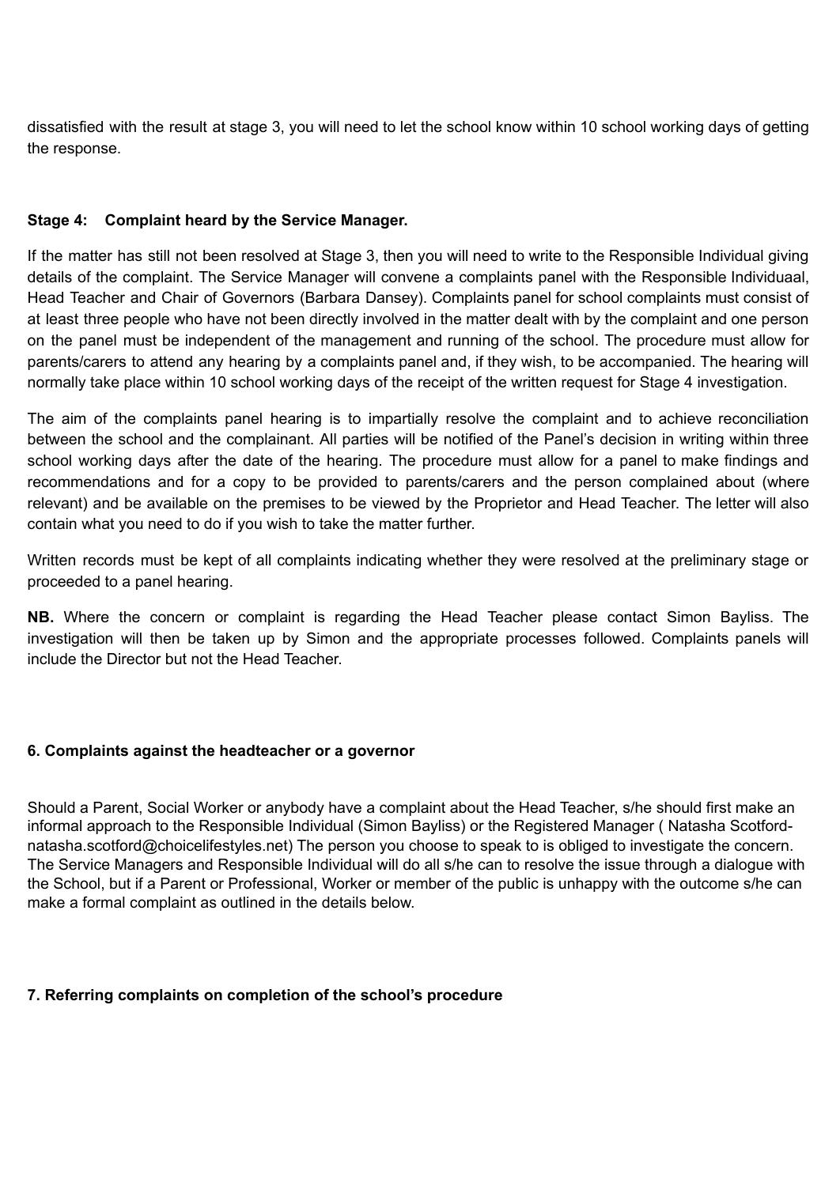dissatisfied with the result at stage 3, you will need to let the school know within 10 school working days of getting the response.

**Stage 4: Complaint heard by the Service Manager.**

If the matter has still not been resolved at Stage 3, then you will need to write to the Responsible Individual giving details of the complaint. The Service Manager will convene a complaints panel with the Responsible Individuaal, Head Teacher and Chair of Governors (Barbara Dansey). Complaints panel for school complaints must consist of at least three people who have not been directly involved in the matter dealt with by the complaint and one person on the panel must be independent of the management and running of the school. The procedure must allow for parents/carers to attend any hearing by a complaints panel and, if they wish, to be accompanied. The hearing will normally take place within 10 school working days of the receipt of the written request for Stage 4 investigation.

The aim of the complaints panel hearing is to impartially resolve the complaint and to achieve reconciliation between the school and the complainant. All parties will be notified of the Panel's decision in writing within three school working days after the date of the hearing. The procedure must allow for a panel to make findings and recommendations and for a copy to be provided to parents/carers and the person complained about (where relevant) and be available on the premises to be viewed by the Proprietor and Head Teacher. The letter will also contain what you need to do if you wish to take the matter further.

Written records must be kept of all complaints indicating whether they were resolved at the preliminary stage or proceeded to a panel hearing.

**NB.** Where the concern or complaint is regarding the Head Teacher please contact Simon Bayliss. The investigation will then be taken up by Simon and the appropriate processes followed. Complaints panels will include the Director but not the Head Teacher.

### 6. Complaints against the headteacher or a governor

Should a Parent, Social Worker or anybody have a complaint about the Head Teacher, s/he should first make an informal approach to the Responsible Individual (Simon Bayliss) or the Registered Manager ( Natasha Scotford- natasha.scotford@choicelifestyles.net) The person you choose to speak to is obliged to investigate the concern. The Service Managers and Responsible Individual will do all s/he can to resolve the issue through a dialogue with the School, but if a Parent or Professional, Worker or member of the public is unhappy with the outcome s/he can make a formal complaint as outlined in the details below.

### 7. Referring complaints on completion of the school's procedure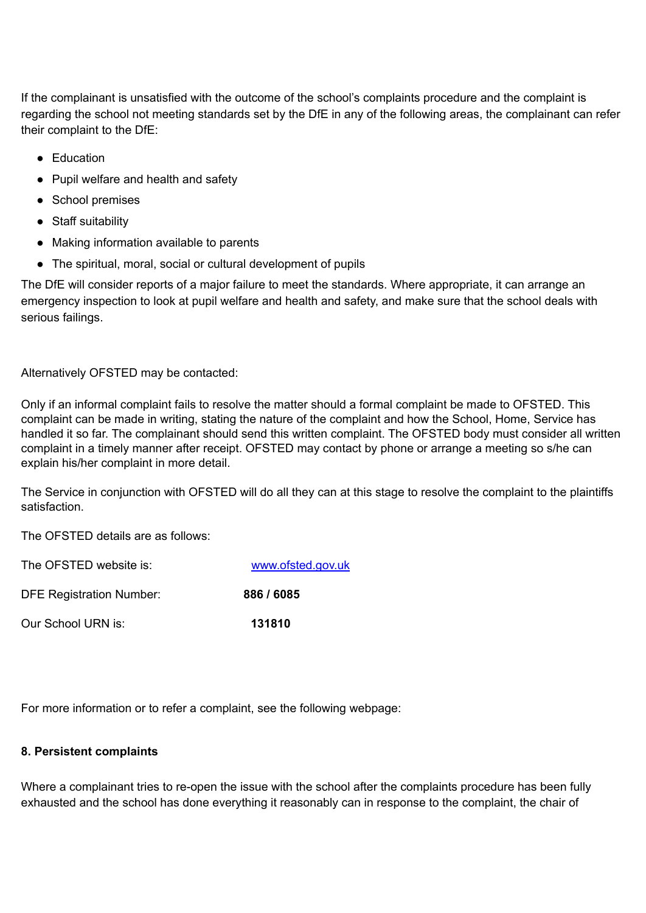If the complainant is unsatisfied with the outcome of the school's complaints procedure and the complaint is regarding the school not meeting standards set by the DfE in any of the following areas, the complainant can refer their complaint to the DfE:

- Education
- Pupil welfare and health and safety
- School premises
- Staff suitability
- Making information available to parents
- The spiritual, moral, social or cultural development of pupils

The DfE will consider reports of a major failure to meet the standards. Where appropriate, it can arrange an emergency inspection to look at pupil welfare and health and safety, and make sure that the school deals with serious failings.

Alternatively OFSTED may be contacted:

Only if an informal complaint fails to resolve the matter should a formal complaint be made to OFSTED. This complaint can be made in writing, stating the nature of the complaint and how the School, Home, Service has handled it so far. The complainant should send this written complaint. The OFSTED body must consider all written complaint in a timely manner after receipt. OFSTED may contact by phone or arrange a meeting so s/he can explain his/her complaint in more detail.

The Service in conjunction with OFSTED will do all they can at this stage to resolve the complaint to the plaintiffs satisfaction.

The OFSTED details are as follows:

| | |
|---|---|
| The OFSTED website is: | [www.ofsted.gov.uk](http://www.ofsted.gov.uk) |
| DFE Registration Number: | **886 / 6085** |
| Our School URN is: | **131810** |

For more information or to refer a complaint, see the following webpage:

### 8. Persistent complaints

Where a complainant tries to re-open the issue with the school after the complaints procedure has been fully exhausted and the school has done everything it reasonably can in response to the complaint, the chair of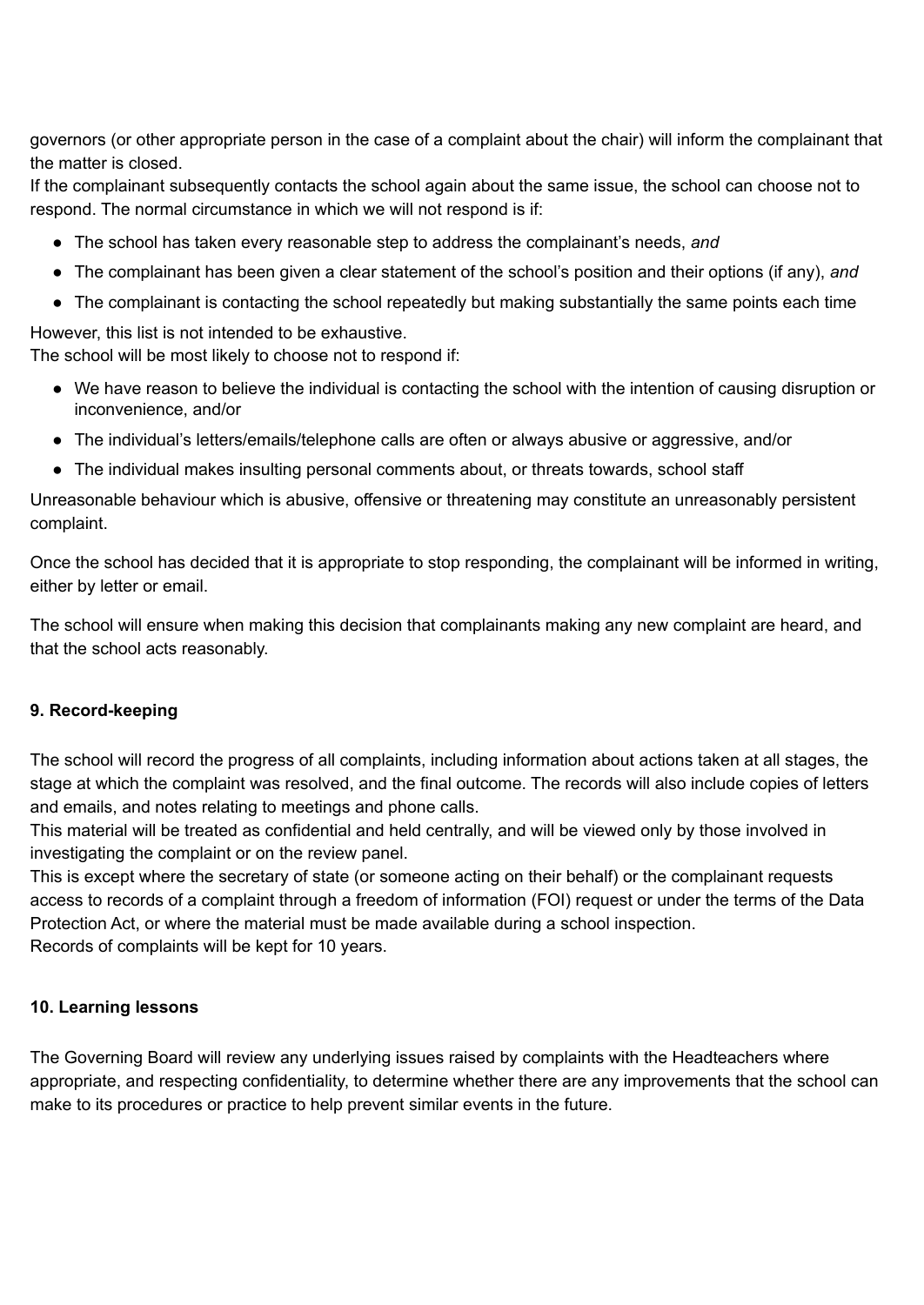governors (or other appropriate person in the case of a complaint about the chair) will inform the complainant that the matter is closed.
If the complainant subsequently contacts the school again about the same issue, the school can choose not to respond. The normal circumstance in which we will not respond is if:

- The school has taken every reasonable step to address the complainant's needs, *and*
- The complainant has been given a clear statement of the school's position and their options (if any), *and*
- The complainant is contacting the school repeatedly but making substantially the same points each time

However, this list is not intended to be exhaustive.
The school will be most likely to choose not to respond if:

- We have reason to believe the individual is contacting the school with the intention of causing disruption or inconvenience, and/or
- The individual's letters/emails/telephone calls are often or always abusive or aggressive, and/or
- The individual makes insulting personal comments about, or threats towards, school staff

Unreasonable behaviour which is abusive, offensive or threatening may constitute an unreasonably persistent complaint.

Once the school has decided that it is appropriate to stop responding, the complainant will be informed in writing, either by letter or email.

The school will ensure when making this decision that complainants making any new complaint are heard, and that the school acts reasonably.

**9. Record-keeping**

The school will record the progress of all complaints, including information about actions taken at all stages, the stage at which the complaint was resolved, and the final outcome. The records will also include copies of letters and emails, and notes relating to meetings and phone calls.
This material will be treated as confidential and held centrally, and will be viewed only by those involved in investigating the complaint or on the review panel.
This is except where the secretary of state (or someone acting on their behalf) or the complainant requests access to records of a complaint through a freedom of information (FOI) request or under the terms of the Data Protection Act, or where the material must be made available during a school inspection.
Records of complaints will be kept for 10 years.

**10. Learning lessons**

The Governing Board will review any underlying issues raised by complaints with the Headteachers where appropriate, and respecting confidentiality, to determine whether there are any improvements that the school can make to its procedures or practice to help prevent similar events in the future.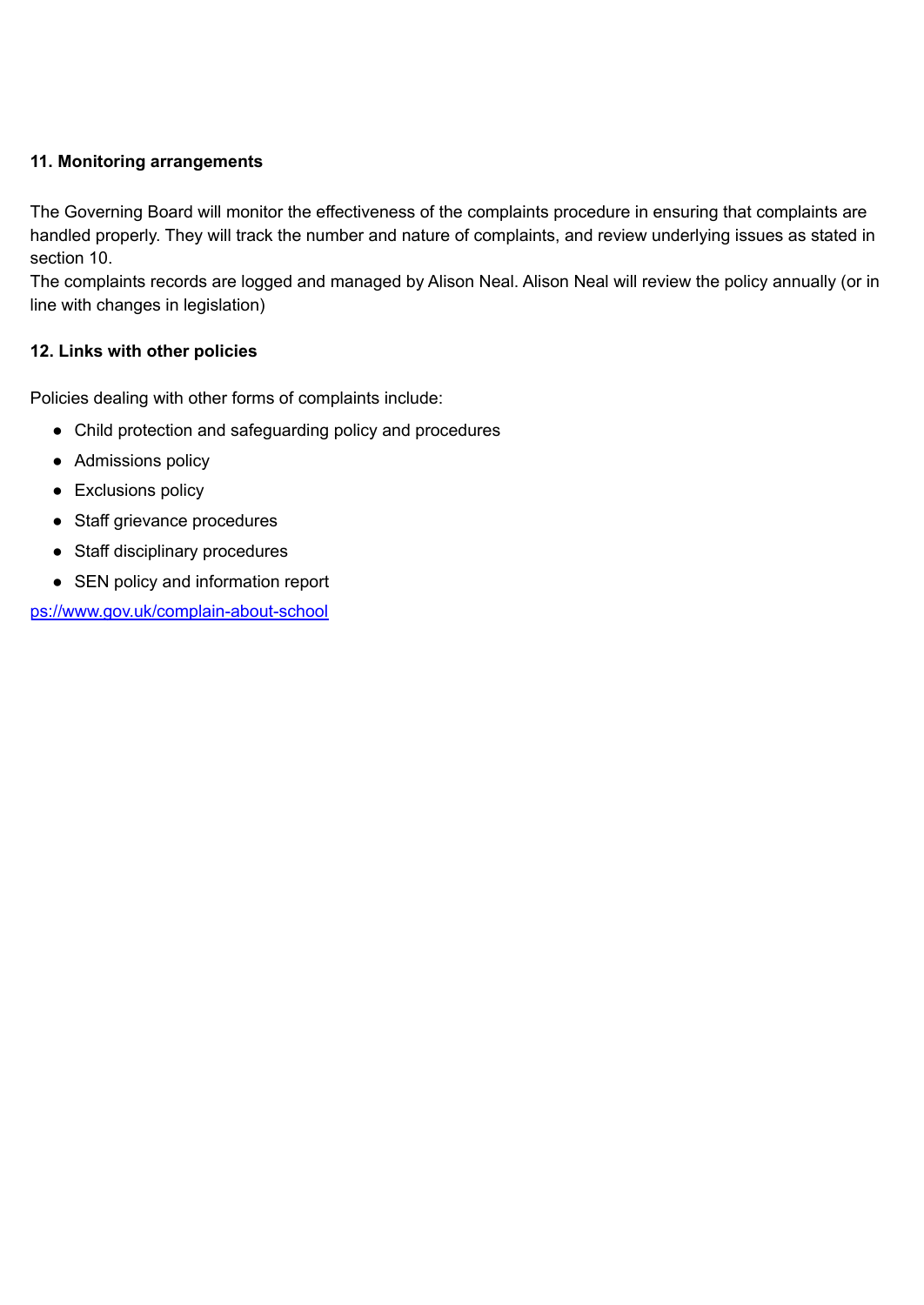**11. Monitoring arrangements**

The Governing Board will monitor the effectiveness of the complaints procedure in ensuring that complaints are handled properly. They will track the number and nature of complaints, and review underlying issues as stated in section 10.
The complaints records are logged and managed by Alison Neal. Alison Neal will review the policy annually (or in line with changes in legislation)

**12. Links with other policies**

Policies dealing with other forms of complaints include:

- Child protection and safeguarding policy and procedures
- Admissions policy
- Exclusions policy
- Staff grievance procedures
- Staff disciplinary procedures
- SEN policy and information report

ps://www.gov.uk/complain-about-school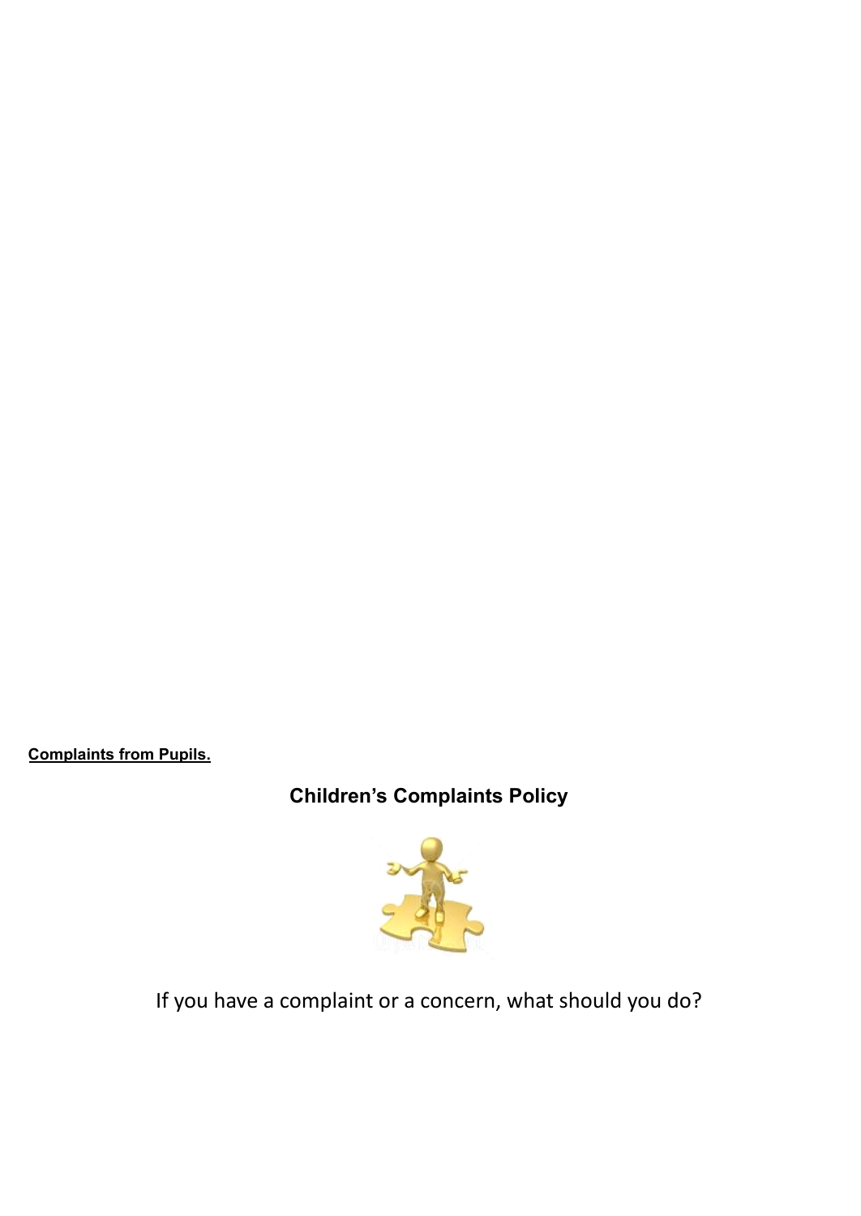**<u>Complaints from Pupils.</u>**

## Children's Complaints Policy

If you have a complaint or a concern, what should you do?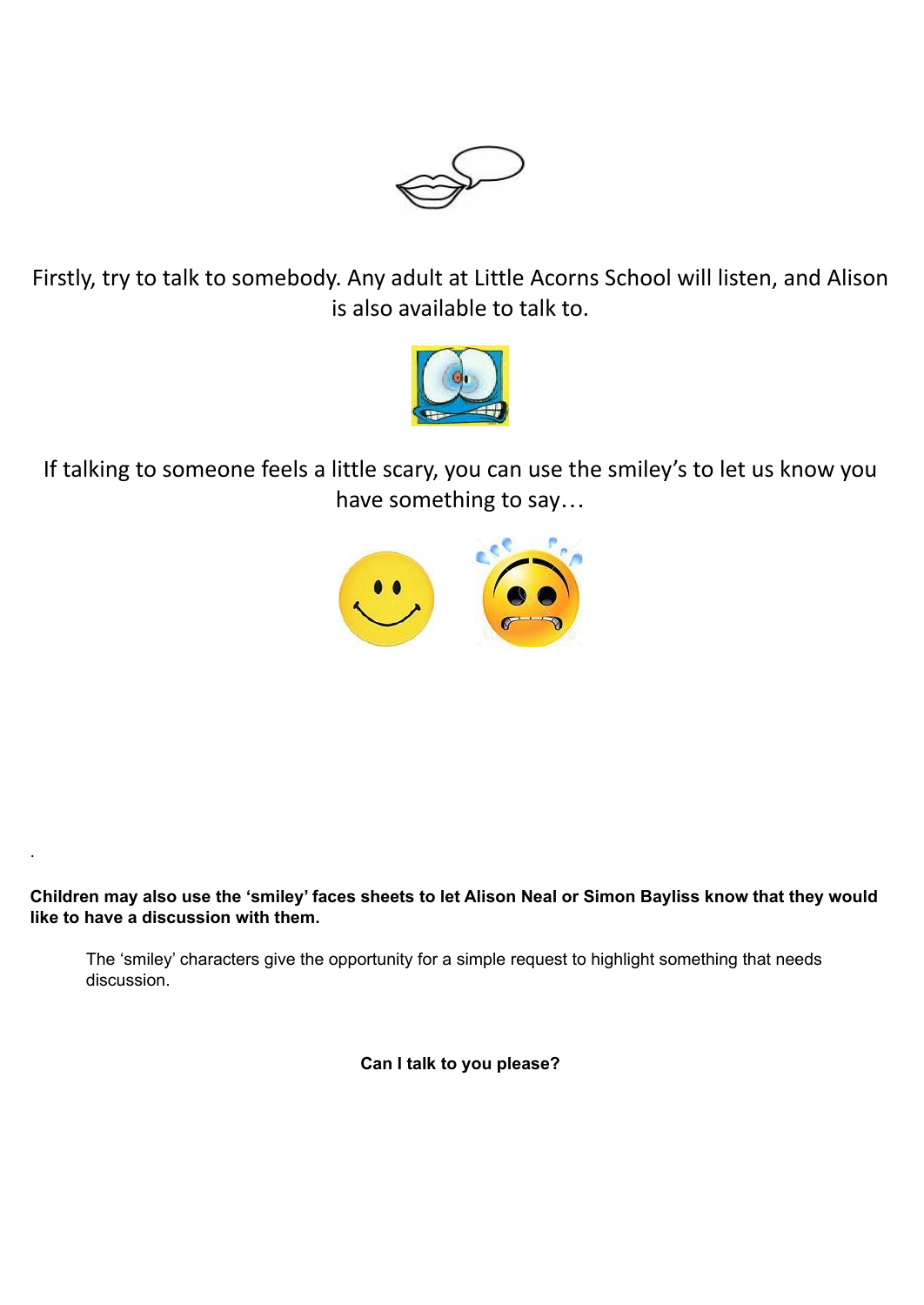Firstly, try to talk to somebody. Any adult at Little Acorns School will listen, and Alison is also available to talk to.

If talking to someone feels a little scary, you can use the smiley's to let us know you have something to say…

.

**Children may also use the 'smiley' faces sheets to let Alison Neal or Simon Bayliss know that they would like to have a discussion with them.**

The 'smiley' characters give the opportunity for a simple request to highlight something that needs discussion.

**Can I talk to you please?**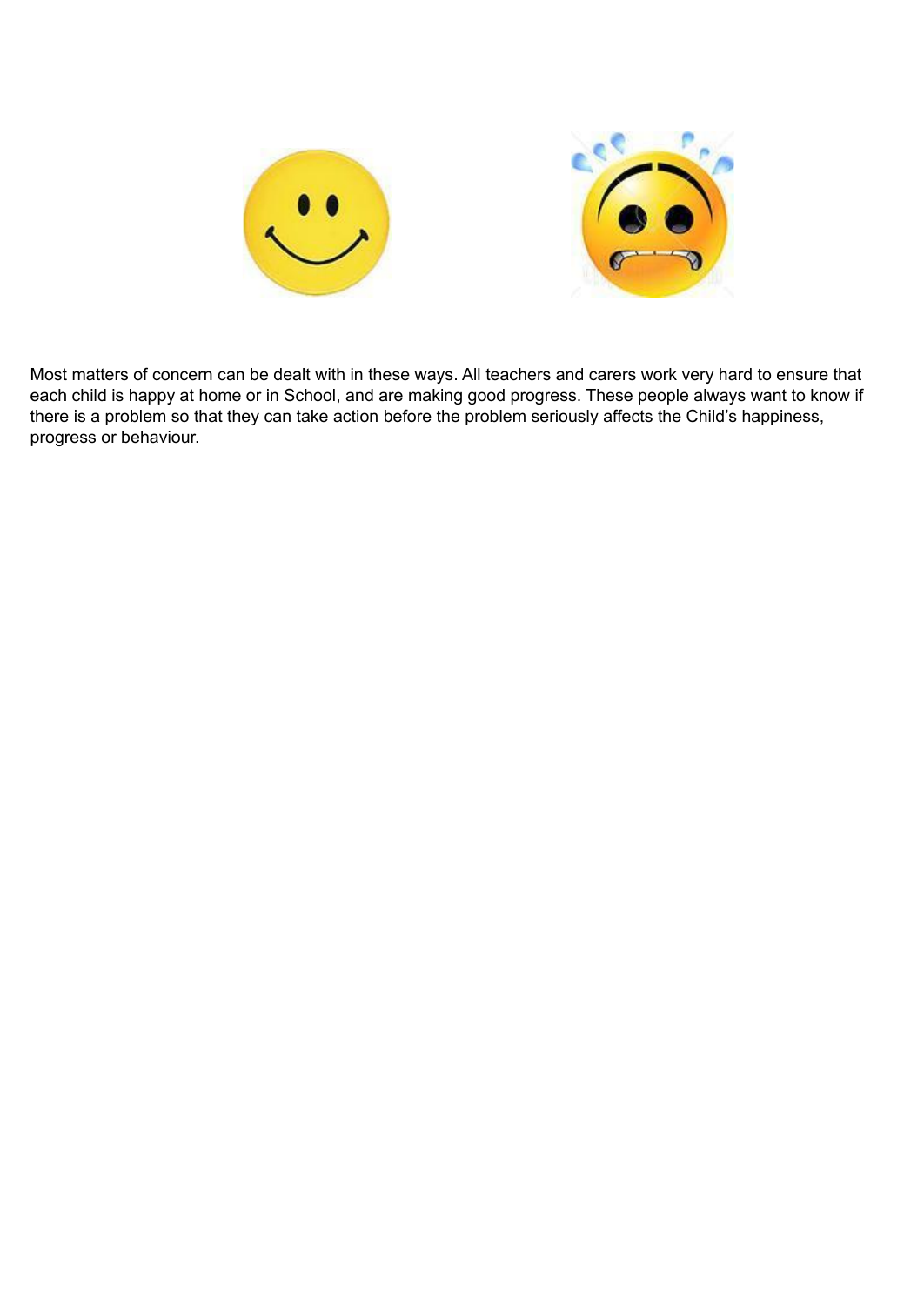Most matters of concern can be dealt with in these ways. All teachers and carers work very hard to ensure that each child is happy at home or in School, and are making good progress. These people always want to know if there is a problem so that they can take action before the problem seriously affects the Child's happiness, progress or behaviour.